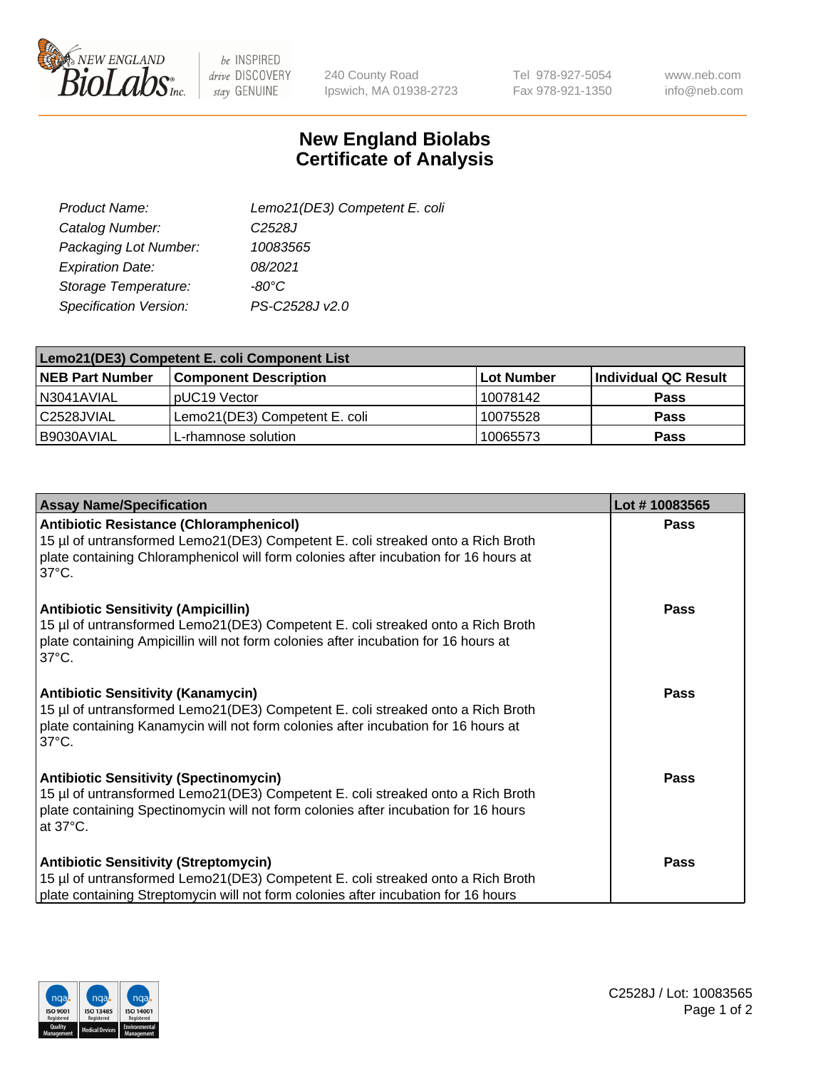# New England Biolabs Certificate of Analysis

| | |
|---|---|
| Product Name: | Lemo21(DE3) Competent E. coli |
| Catalog Number: | C2528J |
| Packaging Lot Number: | 10083565 |
| Expiration Date: | 08/2021 |
| Storage Temperature: | -80°C |
| Specification Version: | PS-C2528J v2.0 |

| Lemo21(DE3) Competent E. coli Component List | | | |
|---|---|---|---|
| **NEB Part Number** | **Component Description** | **Lot Number** | **Individual QC Result** |
| N3041AVIAL | pUC19 Vector | 10078142 | **Pass** |
| C2528JVIAL | Lemo21(DE3) Competent E. coli | 10075528 | **Pass** |
| B9030AVIAL | L-rhamnose solution | 10065573 | **Pass** |

| Assay Name/Specification | Lot # 10083565 |
|---|---|
| **Antibiotic Resistance (Chloramphenicol)**<br>15 µl of untransformed Lemo21(DE3) Competent E. coli streaked onto a Rich Broth plate containing Chloramphenicol will form colonies after incubation for 16 hours at 37°C. | **Pass** |
| **Antibiotic Sensitivity (Ampicillin)**<br>15 µl of untransformed Lemo21(DE3) Competent E. coli streaked onto a Rich Broth plate containing Ampicillin will not form colonies after incubation for 16 hours at 37°C. | **Pass** |
| **Antibiotic Sensitivity (Kanamycin)**<br>15 µl of untransformed Lemo21(DE3) Competent E. coli streaked onto a Rich Broth plate containing Kanamycin will not form colonies after incubation for 16 hours at 37°C. | **Pass** |
| **Antibiotic Sensitivity (Spectinomycin)**<br>15 µl of untransformed Lemo21(DE3) Competent E. coli streaked onto a Rich Broth plate containing Spectinomycin will not form colonies after incubation for 16 hours at 37°C. | **Pass** |
| **Antibiotic Sensitivity (Streptomycin)**<br>15 µl of untransformed Lemo21(DE3) Competent E. coli streaked onto a Rich Broth plate containing Streptomycin will not form colonies after incubation for 16 hours | **Pass** |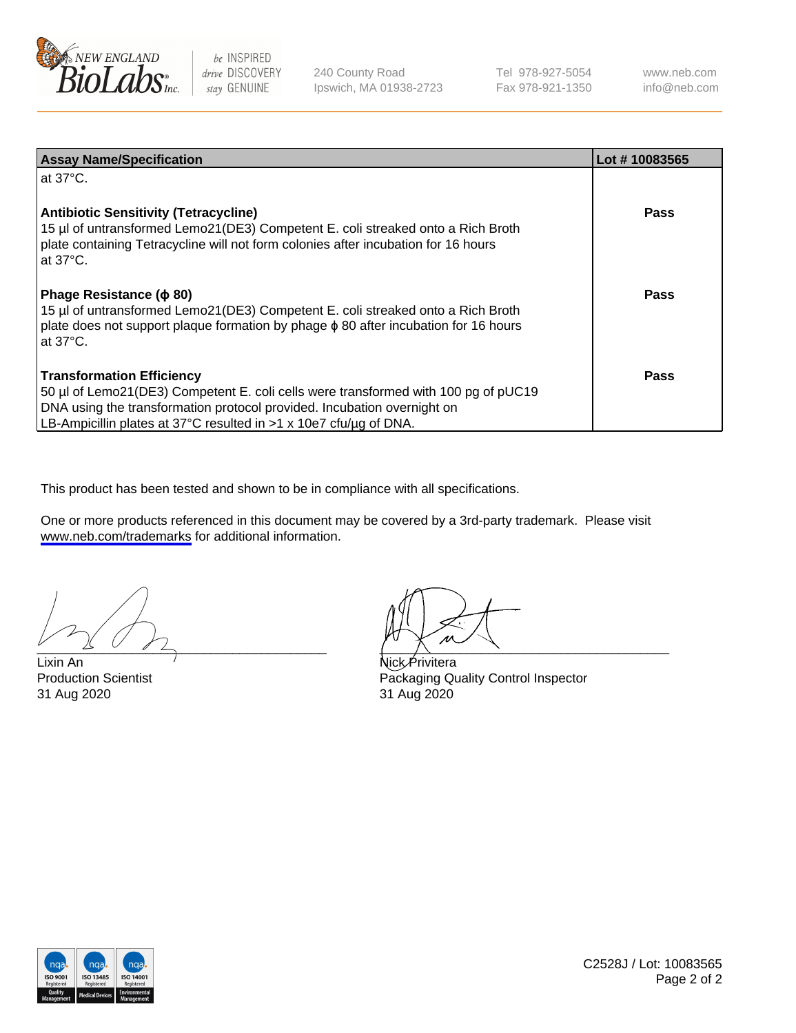| Assay Name/Specification | Lot # 10083565 |
|---|---|
| at 37°C. | |
| **Antibiotic Sensitivity (Tetracycline)**<br>15 µl of untransformed Lemo21(DE3) Competent E. coli streaked onto a Rich Broth plate containing Tetracycline will not form colonies after incubation for 16 hours at 37°C. | Pass |
| **Phage Resistance (ϕ 80)**<br>15 µl of untransformed Lemo21(DE3) Competent E. coli streaked onto a Rich Broth plate does not support plaque formation by phage ϕ 80 after incubation for 16 hours at 37°C. | Pass |
| **Transformation Efficiency**<br>50 µl of Lemo21(DE3) Competent E. coli cells were transformed with 100 pg of pUC19 DNA using the transformation protocol provided. Incubation overnight on LB-Ampicillin plates at 37°C resulted in >1 x 10e7 cfu/µg of DNA. | Pass |

This product has been tested and shown to be in compliance with all specifications.

One or more products referenced in this document may be covered by a 3rd-party trademark. Please visit www.neb.com/trademarks for additional information.

Lixin An
Production Scientist
31 Aug 2020

Nick Privitera
Packaging Quality Control Inspector
31 Aug 2020

C2528J / Lot: 10083565